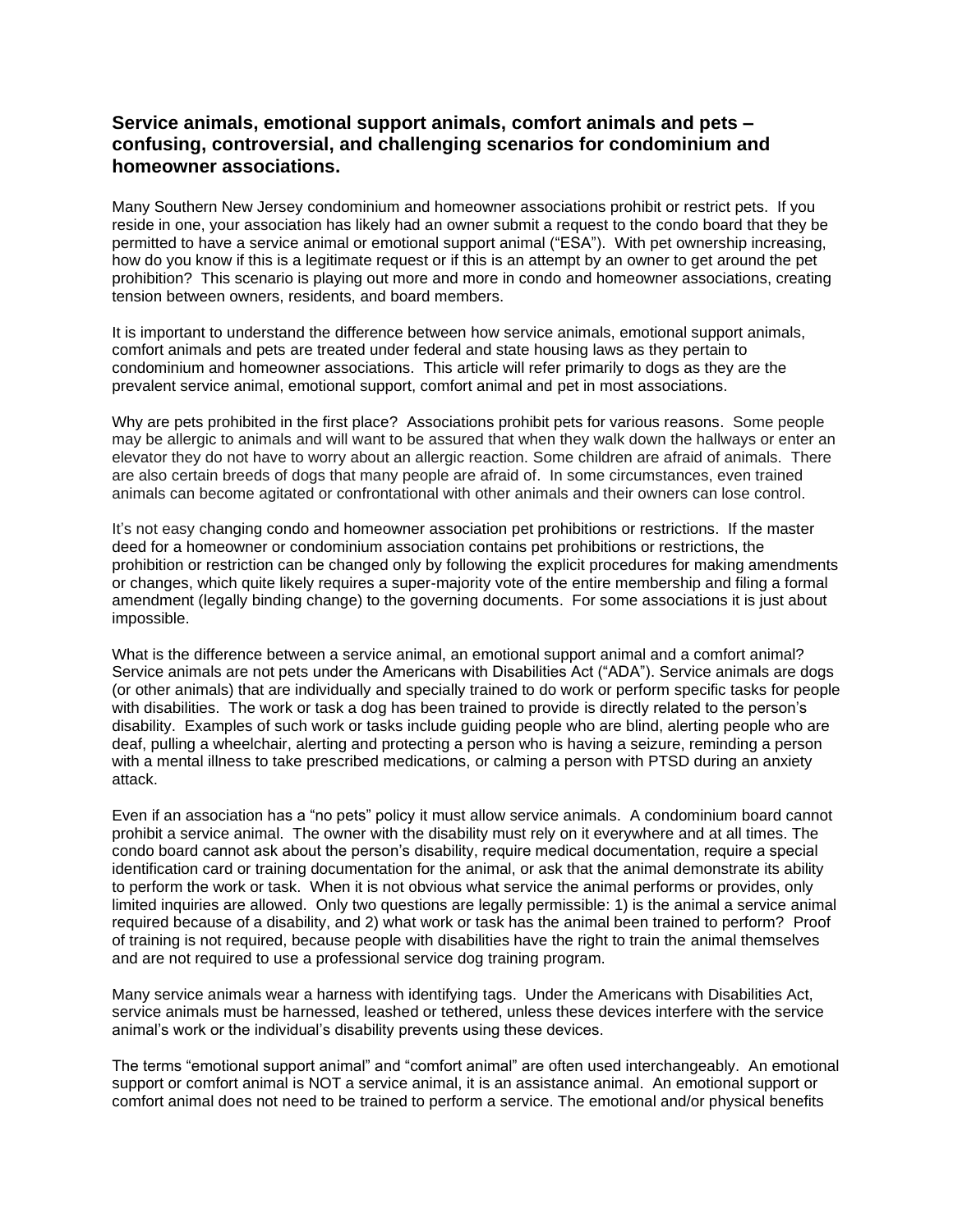**Service animals, emotional support animals, comfort animals and pets – confusing, controversial, and challenging scenarios for condominium and homeowner associations.**

Many Southern New Jersey condominium and homeowner associations prohibit or restrict pets. If you reside in one, your association has likely had an owner submit a request to the condo board that they be permitted to have a service animal or emotional support animal ("ESA"). With pet ownership increasing, how do you know if this is a legitimate request or if this is an attempt by an owner to get around the pet prohibition? This scenario is playing out more and more in condo and homeowner associations, creating tension between owners, residents, and board members.

It is important to understand the difference between how service animals, emotional support animals, comfort animals and pets are treated under federal and state housing laws as they pertain to condominium and homeowner associations. This article will refer primarily to dogs as they are the prevalent service animal, emotional support, comfort animal and pet in most associations.

Why are pets prohibited in the first place? Associations prohibit pets for various reasons. Some people may be allergic to animals and will want to be assured that when they walk down the hallways or enter an elevator they do not have to worry about an allergic reaction. Some children are afraid of animals. There are also certain breeds of dogs that many people are afraid of. In some circumstances, even trained animals can become agitated or confrontational with other animals and their owners can lose control.

It's not easy changing condo and homeowner association pet prohibitions or restrictions. If the master deed for a homeowner or condominium association contains pet prohibitions or restrictions, the prohibition or restriction can be changed only by following the explicit procedures for making amendments or changes, which quite likely requires a super-majority vote of the entire membership and filing a formal amendment (legally binding change) to the governing documents. For some associations it is just about impossible.

What is the difference between a service animal, an emotional support animal and a comfort animal? Service animals are not pets under the Americans with Disabilities Act ("ADA"). Service animals are dogs (or other animals) that are individually and specially trained to do work or perform specific tasks for people with disabilities. The work or task a dog has been trained to provide is directly related to the person's disability. Examples of such work or tasks include guiding people who are blind, alerting people who are deaf, pulling a wheelchair, alerting and protecting a person who is having a seizure, reminding a person with a mental illness to take prescribed medications, or calming a person with PTSD during an anxiety attack.

Even if an association has a "no pets" policy it must allow service animals. A condominium board cannot prohibit a service animal. The owner with the disability must rely on it everywhere and at all times. The condo board cannot ask about the person's disability, require medical documentation, require a special identification card or training documentation for the animal, or ask that the animal demonstrate its ability to perform the work or task. When it is not obvious what service the animal performs or provides, only limited inquiries are allowed. Only two questions are legally permissible: 1) is the animal a service animal required because of a disability, and 2) what work or task has the animal been trained to perform? Proof of training is not required, because people with disabilities have the right to train the animal themselves and are not required to use a professional service dog training program.

Many service animals wear a harness with identifying tags. Under the Americans with Disabilities Act, service animals must be harnessed, leashed or tethered, unless these devices interfere with the service animal's work or the individual's disability prevents using these devices.

The terms "emotional support animal" and "comfort animal" are often used interchangeably. An emotional support or comfort animal is NOT a service animal, it is an assistance animal. An emotional support or comfort animal does not need to be trained to perform a service. The emotional and/or physical benefits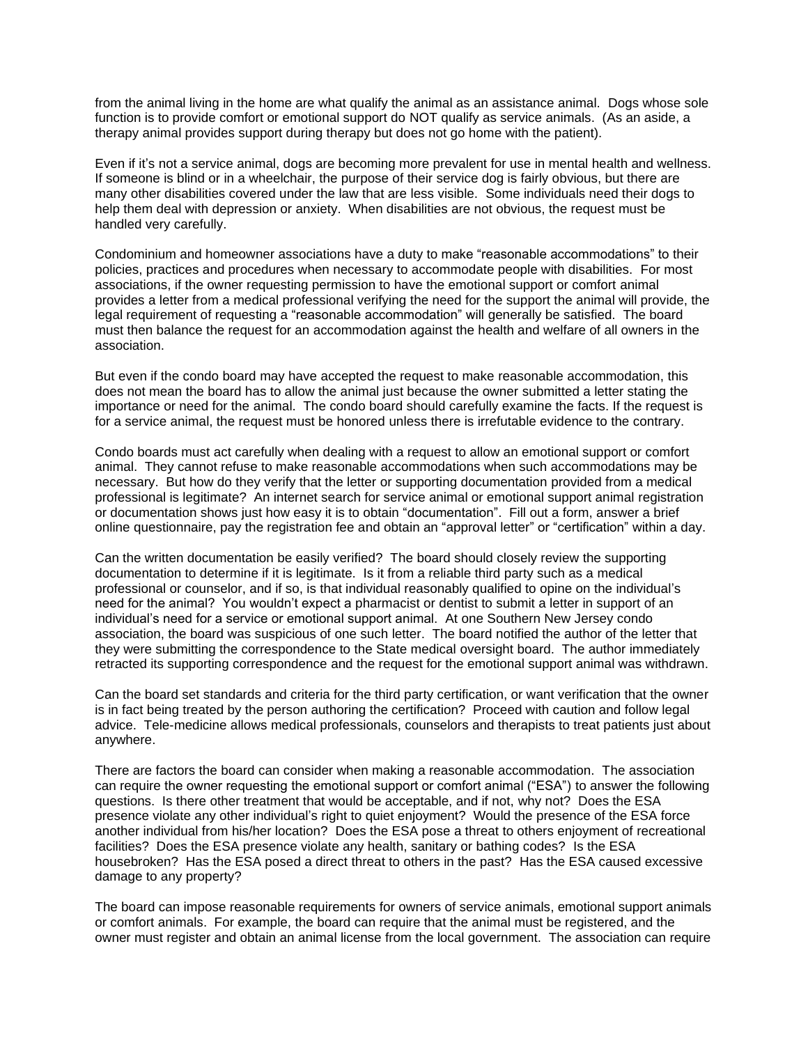from the animal living in the home are what qualify the animal as an assistance animal. Dogs whose sole function is to provide comfort or emotional support do NOT qualify as service animals. (As an aside, a therapy animal provides support during therapy but does not go home with the patient).

Even if it's not a service animal, dogs are becoming more prevalent for use in mental health and wellness. If someone is blind or in a wheelchair, the purpose of their service dog is fairly obvious, but there are many other disabilities covered under the law that are less visible. Some individuals need their dogs to help them deal with depression or anxiety. When disabilities are not obvious, the request must be handled very carefully.

Condominium and homeowner associations have a duty to make "reasonable accommodations" to their policies, practices and procedures when necessary to accommodate people with disabilities. For most associations, if the owner requesting permission to have the emotional support or comfort animal provides a letter from a medical professional verifying the need for the support the animal will provide, the legal requirement of requesting a "reasonable accommodation" will generally be satisfied. The board must then balance the request for an accommodation against the health and welfare of all owners in the association.

But even if the condo board may have accepted the request to make reasonable accommodation, this does not mean the board has to allow the animal just because the owner submitted a letter stating the importance or need for the animal. The condo board should carefully examine the facts. If the request is for a service animal, the request must be honored unless there is irrefutable evidence to the contrary.

Condo boards must act carefully when dealing with a request to allow an emotional support or comfort animal. They cannot refuse to make reasonable accommodations when such accommodations may be necessary. But how do they verify that the letter or supporting documentation provided from a medical professional is legitimate? An internet search for service animal or emotional support animal registration or documentation shows just how easy it is to obtain "documentation". Fill out a form, answer a brief online questionnaire, pay the registration fee and obtain an "approval letter" or "certification" within a day.

Can the written documentation be easily verified? The board should closely review the supporting documentation to determine if it is legitimate. Is it from a reliable third party such as a medical professional or counselor, and if so, is that individual reasonably qualified to opine on the individual's need for the animal? You wouldn't expect a pharmacist or dentist to submit a letter in support of an individual's need for a service or emotional support animal. At one Southern New Jersey condo association, the board was suspicious of one such letter. The board notified the author of the letter that they were submitting the correspondence to the State medical oversight board. The author immediately retracted its supporting correspondence and the request for the emotional support animal was withdrawn.

Can the board set standards and criteria for the third party certification, or want verification that the owner is in fact being treated by the person authoring the certification? Proceed with caution and follow legal advice. Tele-medicine allows medical professionals, counselors and therapists to treat patients just about anywhere.

There are factors the board can consider when making a reasonable accommodation. The association can require the owner requesting the emotional support or comfort animal ("ESA") to answer the following questions. Is there other treatment that would be acceptable, and if not, why not? Does the ESA presence violate any other individual's right to quiet enjoyment? Would the presence of the ESA force another individual from his/her location? Does the ESA pose a threat to others enjoyment of recreational facilities? Does the ESA presence violate any health, sanitary or bathing codes? Is the ESA housebroken? Has the ESA posed a direct threat to others in the past? Has the ESA caused excessive damage to any property?

The board can impose reasonable requirements for owners of service animals, emotional support animals or comfort animals. For example, the board can require that the animal must be registered, and the owner must register and obtain an animal license from the local government. The association can require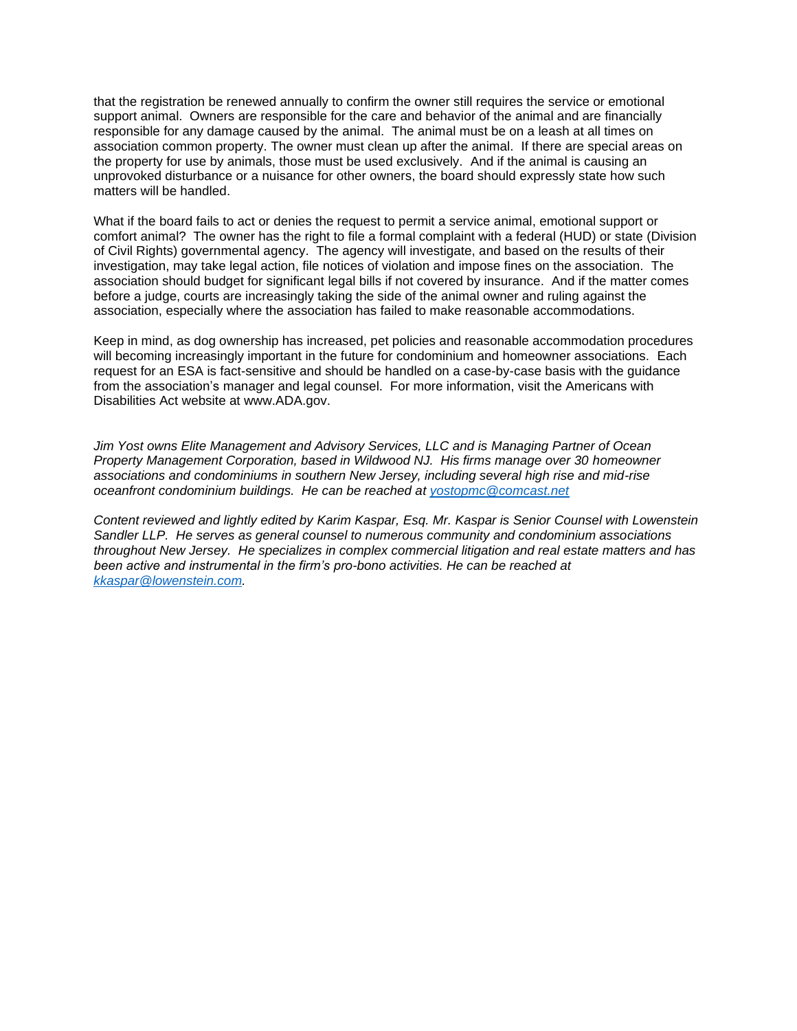that the registration be renewed annually to confirm the owner still requires the service or emotional support animal. Owners are responsible for the care and behavior of the animal and are financially responsible for any damage caused by the animal. The animal must be on a leash at all times on association common property. The owner must clean up after the animal. If there are special areas on the property for use by animals, those must be used exclusively. And if the animal is causing an unprovoked disturbance or a nuisance for other owners, the board should expressly state how such matters will be handled.

What if the board fails to act or denies the request to permit a service animal, emotional support or comfort animal? The owner has the right to file a formal complaint with a federal (HUD) or state (Division of Civil Rights) governmental agency. The agency will investigate, and based on the results of their investigation, may take legal action, file notices of violation and impose fines on the association. The association should budget for significant legal bills if not covered by insurance. And if the matter comes before a judge, courts are increasingly taking the side of the animal owner and ruling against the association, especially where the association has failed to make reasonable accommodations.

Keep in mind, as dog ownership has increased, pet policies and reasonable accommodation procedures will becoming increasingly important in the future for condominium and homeowner associations. Each request for an ESA is fact-sensitive and should be handled on a case-by-case basis with the guidance from the association's manager and legal counsel. For more information, visit the Americans with Disabilities Act website at www.ADA.gov.

*Jim Yost owns Elite Management and Advisory Services, LLC and is Managing Partner of Ocean Property Management Corporation, based in Wildwood NJ. His firms manage over 30 homeowner associations and condominiums in southern New Jersey, including several high rise and mid-rise oceanfront condominium buildings. He can be reached at [yostopmc@comcast.net](mailto:yostopmc@comcast.net)*

*Content reviewed and lightly edited by Karim Kaspar, Esq. Mr. Kaspar is Senior Counsel with Lowenstein Sandler LLP. He serves as general counsel to numerous community and condominium associations throughout New Jersey. He specializes in complex commercial litigation and real estate matters and has been active and instrumental in the firm's pro-bono activities. He can be reached at [kkaspar@lowenstein.com](mailto:kkaspar@lowenstein.com).*